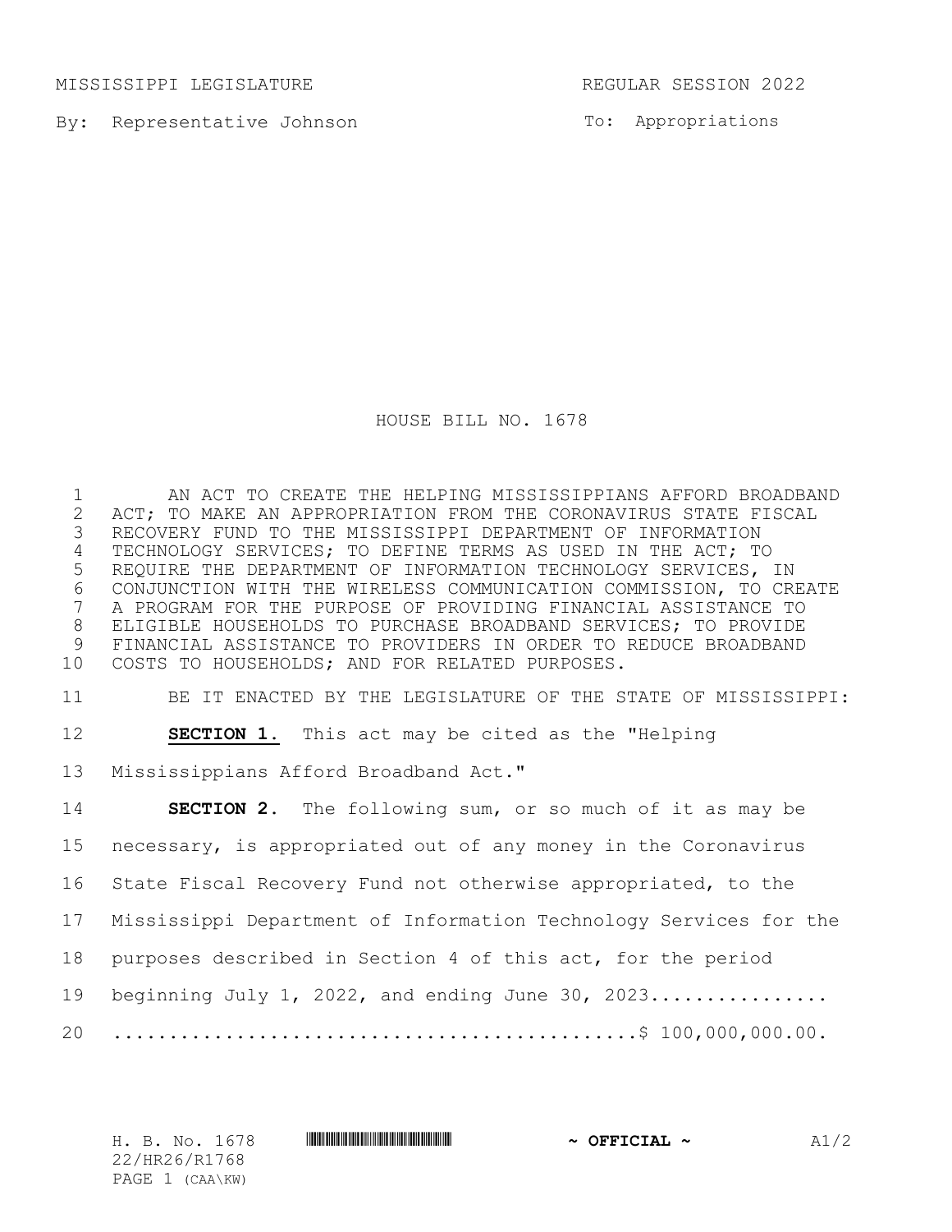MISSISSIPPI LEGISLATURE REGULAR SESSION 2022

By: Representative Johnson

To: Appropriations

# HOUSE BILL NO. 1678

AN ACT TO CREATE THE HELPING MISSISSIPPIANS AFFORD BROADBAND ACT; TO MAKE AN APPROPRIATION FROM THE CORONAVIRUS STATE FISCAL RECOVERY FUND TO THE MISSISSIPPI DEPARTMENT OF INFORMATION TECHNOLOGY SERVICES; TO DEFINE TERMS AS USED IN THE ACT; TO REQUIRE THE DEPARTMENT OF INFORMATION TECHNOLOGY SERVICES, IN CONJUNCTION WITH THE WIRELESS COMMUNICATION COMMISSION, TO CREATE A PROGRAM FOR THE PURPOSE OF PROVIDING FINANCIAL ASSISTANCE TO ELIGIBLE HOUSEHOLDS TO PURCHASE BROADBAND SERVICES; TO PROVIDE FINANCIAL ASSISTANCE TO PROVIDERS IN ORDER TO REDUCE BROADBAND COSTS TO HOUSEHOLDS; AND FOR RELATED PURPOSES.

BE IT ENACTED BY THE LEGISLATURE OF THE STATE OF MISSISSIPPI:

**SECTION 1.** This act may be cited as the "Helping Mississippians Afford Broadband Act."

**SECTION 2.** The following sum, or so much of it as may be necessary, is appropriated out of any money in the Coronavirus State Fiscal Recovery Fund not otherwise appropriated, to the Mississippi Department of Information Technology Services for the purposes described in Section 4 of this act, for the period beginning July 1, 2022, and ending June 30, 2023................ ..............................................$ 100,000,000.00.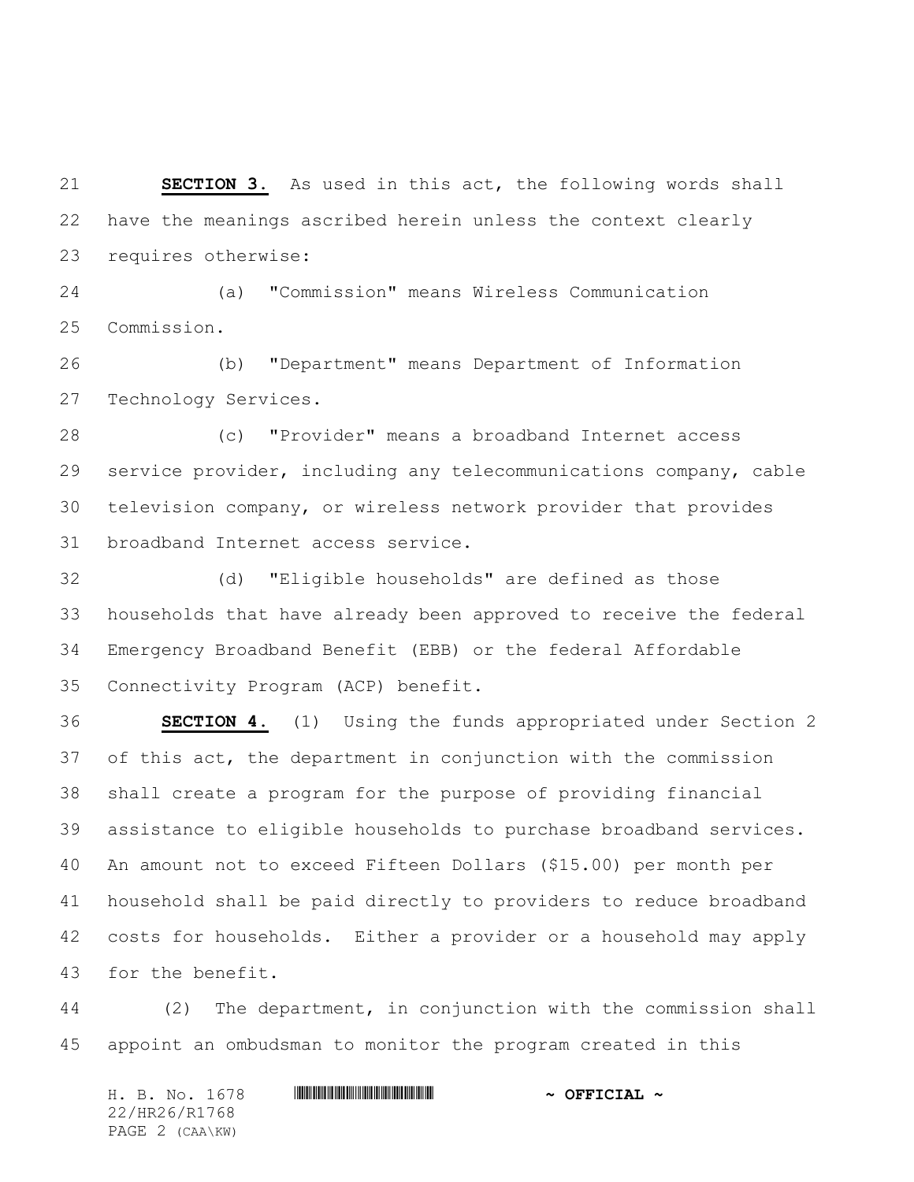**SECTION 3.** As used in this act, the following words shall have the meanings ascribed herein unless the context clearly requires otherwise:

(a) "Commission" means Wireless Communication Commission.

(b) "Department" means Department of Information Technology Services.

(c) "Provider" means a broadband Internet access service provider, including any telecommunications company, cable television company, or wireless network provider that provides broadband Internet access service.

(d) "Eligible households" are defined as those households that have already been approved to receive the federal Emergency Broadband Benefit (EBB) or the federal Affordable Connectivity Program (ACP) benefit.

**SECTION 4.** (1) Using the funds appropriated under Section 2 of this act, the department in conjunction with the commission shall create a program for the purpose of providing financial assistance to eligible households to purchase broadband services. An amount not to exceed Fifteen Dollars ($15.00) per month per household shall be paid directly to providers to reduce broadband costs for households. Either a provider or a household may apply for the benefit.

(2) The department, in conjunction with the commission shall appoint an ombudsman to monitor the program created in this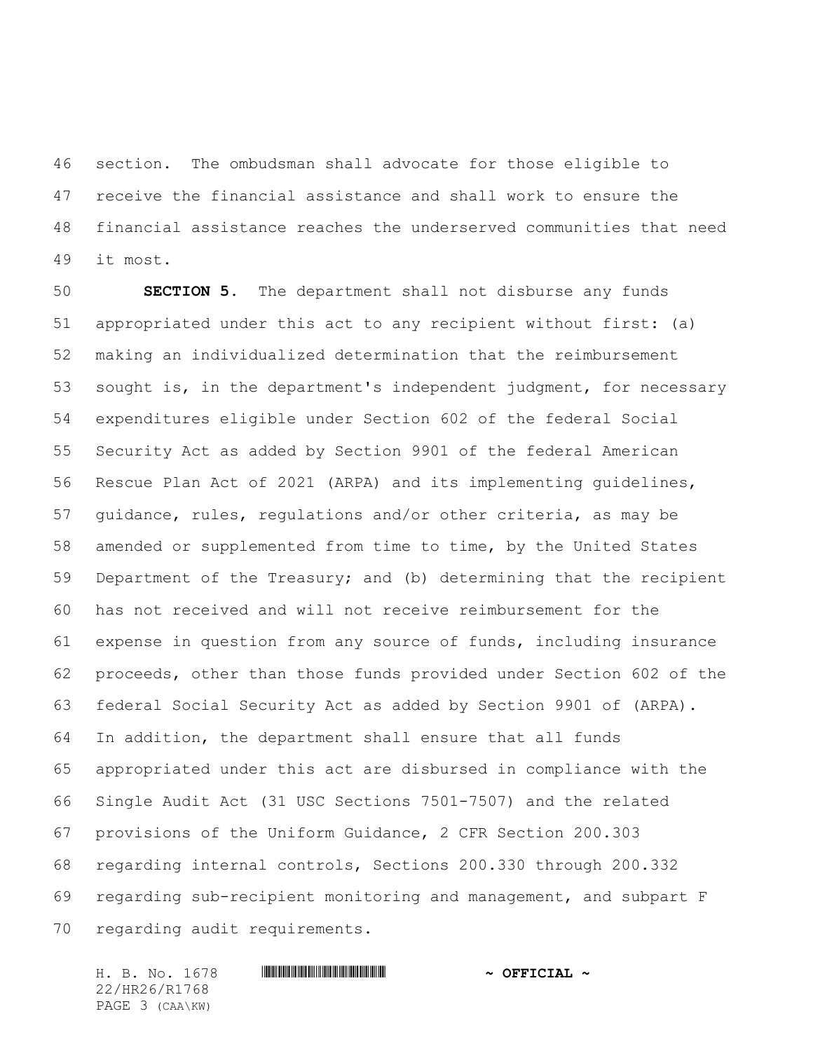section. The ombudsman shall advocate for those eligible to receive the financial assistance and shall work to ensure the financial assistance reaches the underserved communities that need it most.

**SECTION 5.** The department shall not disburse any funds appropriated under this act to any recipient without first: (a) making an individualized determination that the reimbursement sought is, in the department's independent judgment, for necessary expenditures eligible under Section 602 of the federal Social Security Act as added by Section 9901 of the federal American Rescue Plan Act of 2021 (ARPA) and its implementing guidelines, guidance, rules, regulations and/or other criteria, as may be amended or supplemented from time to time, by the United States Department of the Treasury; and (b) determining that the recipient has not received and will not receive reimbursement for the expense in question from any source of funds, including insurance proceeds, other than those funds provided under Section 602 of the federal Social Security Act as added by Section 9901 of (ARPA). In addition, the department shall ensure that all funds appropriated under this act are disbursed in compliance with the Single Audit Act (31 USC Sections 7501-7507) and the related provisions of the Uniform Guidance, 2 CFR Section 200.303 regarding internal controls, Sections 200.330 through 200.332 regarding sub-recipient monitoring and management, and subpart F regarding audit requirements.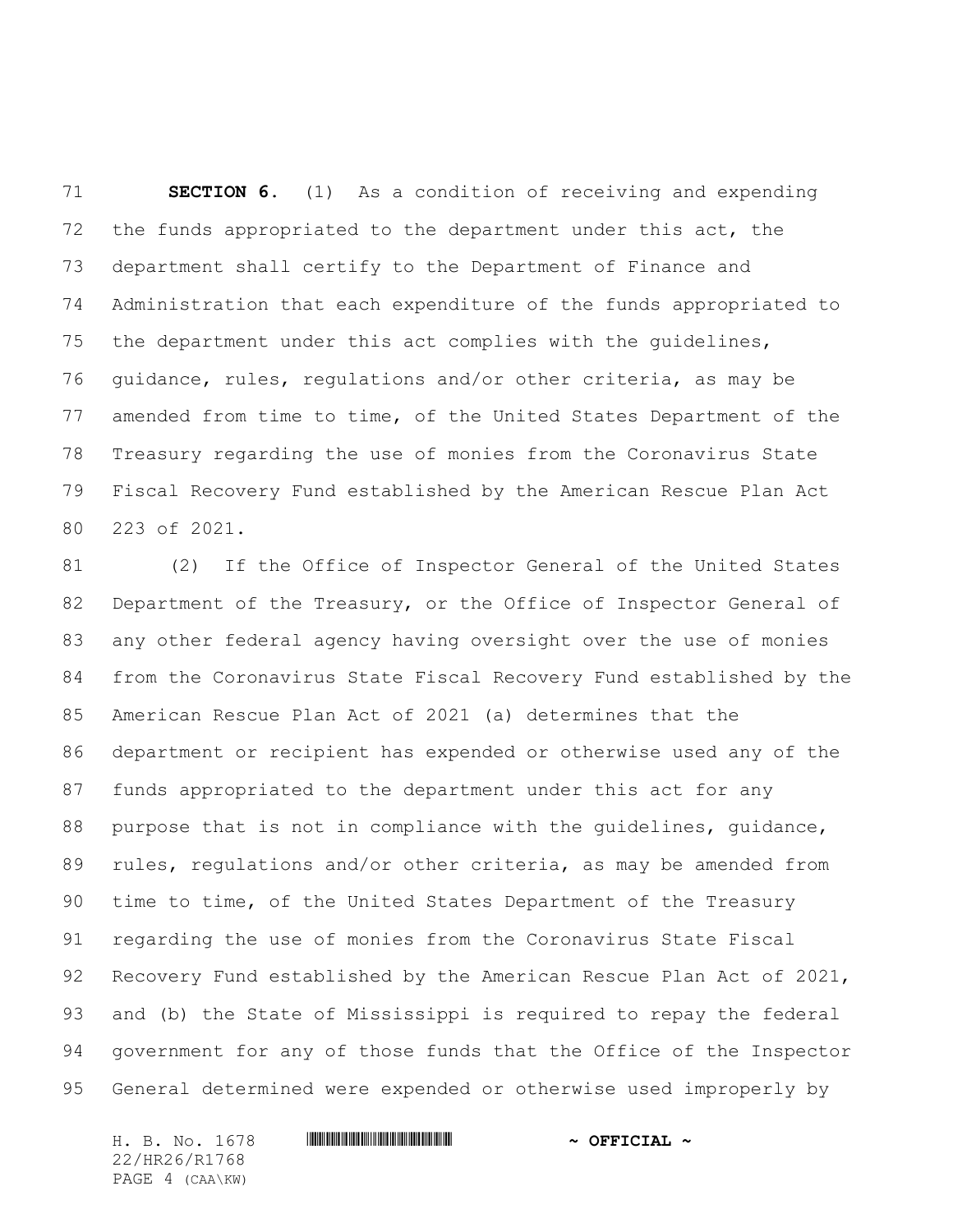**SECTION 6.** (1) As a condition of receiving and expending the funds appropriated to the department under this act, the department shall certify to the Department of Finance and Administration that each expenditure of the funds appropriated to the department under this act complies with the guidelines, guidance, rules, regulations and/or other criteria, as may be amended from time to time, of the United States Department of the Treasury regarding the use of monies from the Coronavirus State Fiscal Recovery Fund established by the American Rescue Plan Act 223 of 2021.

(2) If the Office of Inspector General of the United States Department of the Treasury, or the Office of Inspector General of any other federal agency having oversight over the use of monies from the Coronavirus State Fiscal Recovery Fund established by the American Rescue Plan Act of 2021 (a) determines that the department or recipient has expended or otherwise used any of the funds appropriated to the department under this act for any purpose that is not in compliance with the guidelines, guidance, rules, regulations and/or other criteria, as may be amended from time to time, of the United States Department of the Treasury regarding the use of monies from the Coronavirus State Fiscal Recovery Fund established by the American Rescue Plan Act of 2021, and (b) the State of Mississippi is required to repay the federal government for any of those funds that the Office of the Inspector General determined were expended or otherwise used improperly by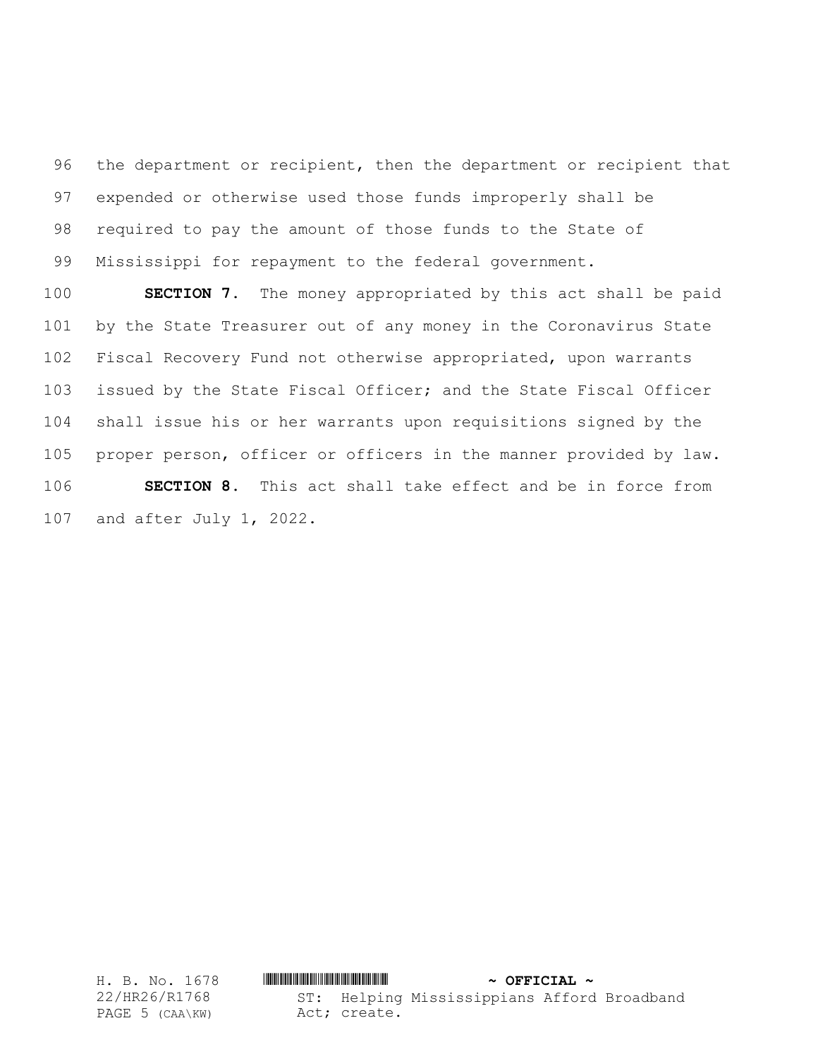the department or recipient, then the department or recipient that expended or otherwise used those funds improperly shall be required to pay the amount of those funds to the State of Mississippi for repayment to the federal government.

**SECTION 7.** The money appropriated by this act shall be paid by the State Treasurer out of any money in the Coronavirus State Fiscal Recovery Fund not otherwise appropriated, upon warrants issued by the State Fiscal Officer; and the State Fiscal Officer shall issue his or her warrants upon requisitions signed by the proper person, officer or officers in the manner provided by law.

**SECTION 8.** This act shall take effect and be in force from and after July 1, 2022.